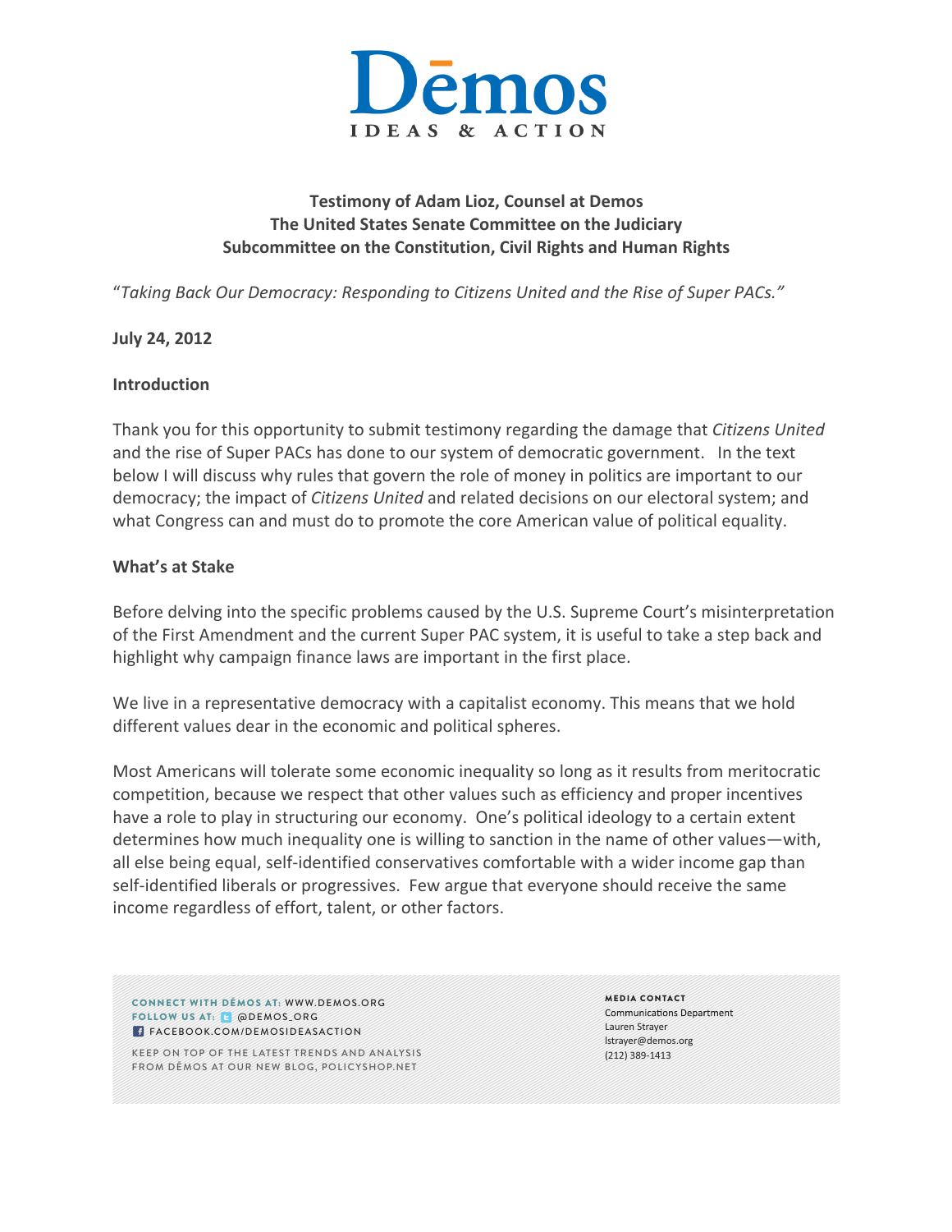# Dēmos

IDEAS & ACTION

**Testimony of Adam Lioz, Counsel at Demos**
**The United States Senate Committee on the Judiciary**
**Subcommittee on the Constitution, Civil Rights and Human Rights**

"*Taking Back Our Democracy: Responding to Citizens United and the Rise of Super PACs."*

**July 24, 2012**

## Introduction

Thank you for this opportunity to submit testimony regarding the damage that *Citizens United* and the rise of Super PACs has done to our system of democratic government. In the text below I will discuss why rules that govern the role of money in politics are important to our democracy; the impact of *Citizens United* and related decisions on our electoral system; and what Congress can and must do to promote the core American value of political equality.

## What's at Stake

Before delving into the specific problems caused by the U.S. Supreme Court's misinterpretation of the First Amendment and the current Super PAC system, it is useful to take a step back and highlight why campaign finance laws are important in the first place.

We live in a representative democracy with a capitalist economy. This means that we hold different values dear in the economic and political spheres.

Most Americans will tolerate some economic inequality so long as it results from meritocratic competition, because we respect that other values such as efficiency and proper incentives have a role to play in structuring our economy. One's political ideology to a certain extent determines how much inequality one is willing to sanction in the name of other values—with, all else being equal, self-identified conservatives comfortable with a wider income gap than self-identified liberals or progressives. Few argue that everyone should receive the same income regardless of effort, talent, or other factors.

CONNECT WITH DĒMOS AT: WWW.DEMOS.ORG
FOLLOW US AT: @DEMOS_ORG
FACEBOOK.COM/DEMOSIDEASACTION

KEEP ON TOP OF THE LATEST TRENDS AND ANALYSIS FROM DĒMOS AT OUR NEW BLOG, POLICYSHOP.NET

**MEDIA CONTACT**
Communications Department
Lauren Strayer
lstrayer@demos.org
(212) 389-1413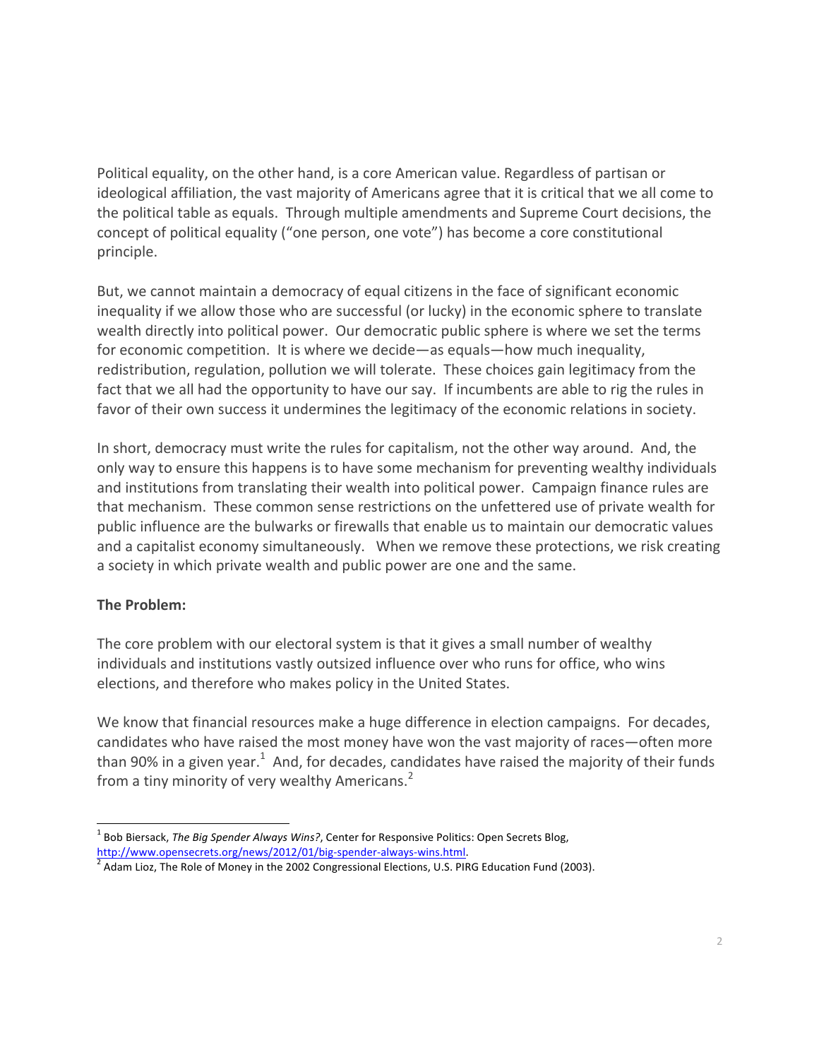Political equality, on the other hand, is a core American value. Regardless of partisan or ideological affiliation, the vast majority of Americans agree that it is critical that we all come to the political table as equals. Through multiple amendments and Supreme Court decisions, the concept of political equality ("one person, one vote") has become a core constitutional principle.

But, we cannot maintain a democracy of equal citizens in the face of significant economic inequality if we allow those who are successful (or lucky) in the economic sphere to translate wealth directly into political power. Our democratic public sphere is where we set the terms for economic competition. It is where we decide—as equals—how much inequality, redistribution, regulation, pollution we will tolerate. These choices gain legitimacy from the fact that we all had the opportunity to have our say. If incumbents are able to rig the rules in favor of their own success it undermines the legitimacy of the economic relations in society.

In short, democracy must write the rules for capitalism, not the other way around. And, the only way to ensure this happens is to have some mechanism for preventing wealthy individuals and institutions from translating their wealth into political power. Campaign finance rules are that mechanism. These common sense restrictions on the unfettered use of private wealth for public influence are the bulwarks or firewalls that enable us to maintain our democratic values and a capitalist economy simultaneously. When we remove these protections, we risk creating a society in which private wealth and public power are one and the same.

**The Problem:**

The core problem with our electoral system is that it gives a small number of wealthy individuals and institutions vastly outsized influence over who runs for office, who wins elections, and therefore who makes policy in the United States.

We know that financial resources make a huge difference in election campaigns. For decades, candidates who have raised the most money have won the vast majority of races—often more than 90% in a given year.[1] And, for decades, candidates have raised the majority of their funds from a tiny minority of very wealthy Americans.[2]

---

[1] Bob Biersack, *The Big Spender Always Wins?*, Center for Responsive Politics: Open Secrets Blog, http://www.opensecrets.org/news/2012/01/big-spender-always-wins.html.

[2] Adam Lioz, The Role of Money in the 2002 Congressional Elections, U.S. PIRG Education Fund (2003).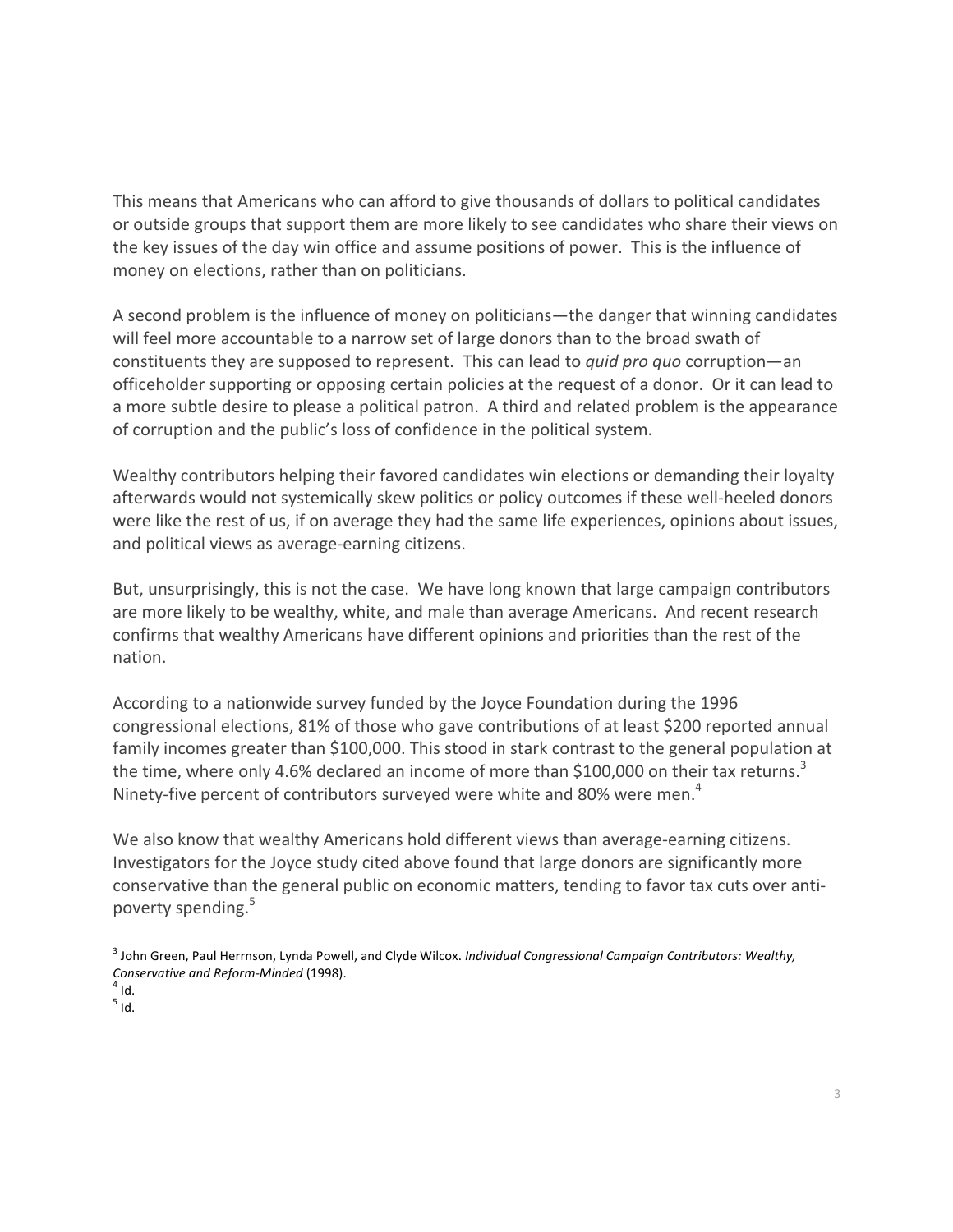This means that Americans who can afford to give thousands of dollars to political candidates or outside groups that support them are more likely to see candidates who share their views on the key issues of the day win office and assume positions of power. This is the influence of money on elections, rather than on politicians.

A second problem is the influence of money on politicians—the danger that winning candidates will feel more accountable to a narrow set of large donors than to the broad swath of constituents they are supposed to represent. This can lead to *quid pro quo* corruption—an officeholder supporting or opposing certain policies at the request of a donor. Or it can lead to a more subtle desire to please a political patron. A third and related problem is the appearance of corruption and the public's loss of confidence in the political system.

Wealthy contributors helping their favored candidates win elections or demanding their loyalty afterwards would not systemically skew politics or policy outcomes if these well-heeled donors were like the rest of us, if on average they had the same life experiences, opinions about issues, and political views as average-earning citizens.

But, unsurprisingly, this is not the case. We have long known that large campaign contributors are more likely to be wealthy, white, and male than average Americans. And recent research confirms that wealthy Americans have different opinions and priorities than the rest of the nation.

According to a nationwide survey funded by the Joyce Foundation during the 1996 congressional elections, 81% of those who gave contributions of at least $200 reported annual family incomes greater than $100,000. This stood in stark contrast to the general population at the time, where only 4.6% declared an income of more than $100,000 on their tax returns.[3] Ninety-five percent of contributors surveyed were white and 80% were men.[4]

We also know that wealthy Americans hold different views than average-earning citizens. Investigators for the Joyce study cited above found that large donors are significantly more conservative than the general public on economic matters, tending to favor tax cuts over anti-poverty spending.[5]

---

[3] John Green, Paul Herrnson, Lynda Powell, and Clyde Wilcox. *Individual Congressional Campaign Contributors: Wealthy, Conservative and Reform-Minded* (1998).

[4] Id.

[5] Id.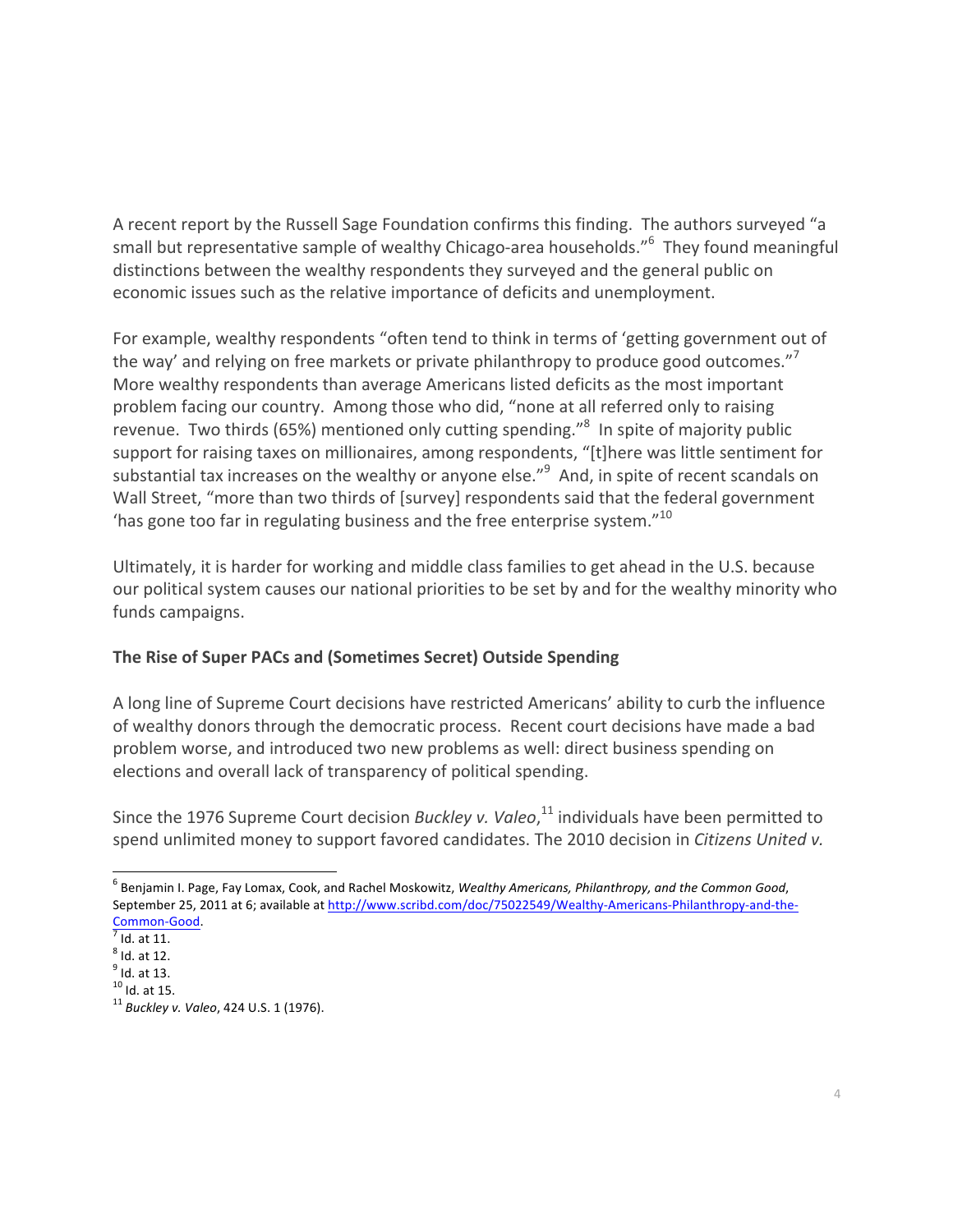A recent report by the Russell Sage Foundation confirms this finding. The authors surveyed "a small but representative sample of wealthy Chicago-area households."[6] They found meaningful distinctions between the wealthy respondents they surveyed and the general public on economic issues such as the relative importance of deficits and unemployment.

For example, wealthy respondents "often tend to think in terms of 'getting government out of the way' and relying on free markets or private philanthropy to produce good outcomes."[7] More wealthy respondents than average Americans listed deficits as the most important problem facing our country. Among those who did, "none at all referred only to raising revenue. Two thirds (65%) mentioned only cutting spending."[8] In spite of majority public support for raising taxes on millionaires, among respondents, "[t]here was little sentiment for substantial tax increases on the wealthy or anyone else."[9] And, in spite of recent scandals on Wall Street, "more than two thirds of [survey] respondents said that the federal government 'has gone too far in regulating business and the free enterprise system."[10]

Ultimately, it is harder for working and middle class families to get ahead in the U.S. because our political system causes our national priorities to be set by and for the wealthy minority who funds campaigns.

**The Rise of Super PACs and (Sometimes Secret) Outside Spending**

A long line of Supreme Court decisions have restricted Americans' ability to curb the influence of wealthy donors through the democratic process. Recent court decisions have made a bad problem worse, and introduced two new problems as well: direct business spending on elections and overall lack of transparency of political spending.

Since the 1976 Supreme Court decision *Buckley v. Valeo*,[11] individuals have been permitted to spend unlimited money to support favored candidates. The 2010 decision in *Citizens United v.*

---

[6] Benjamin I. Page, Fay Lomax, Cook, and Rachel Moskowitz, *Wealthy Americans, Philanthropy, and the Common Good*, September 25, 2011 at 6; available at http://www.scribd.com/doc/75022549/Wealthy-Americans-Philanthropy-and-the-Common-Good.

[7] Id. at 11.

[8] Id. at 12.

[9] Id. at 13.

[10] Id. at 15.

[11] *Buckley v. Valeo*, 424 U.S. 1 (1976).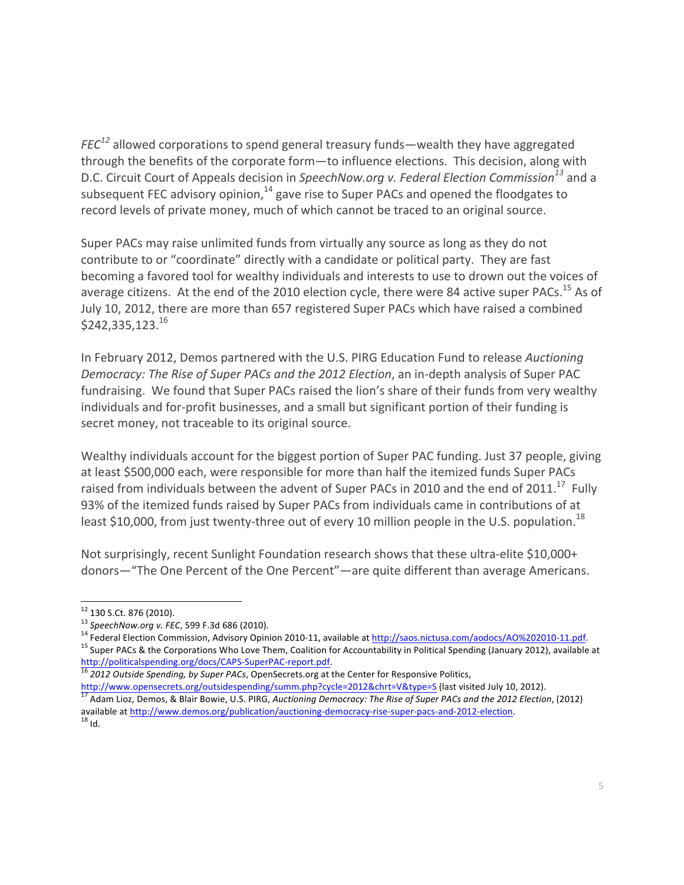*FEC*[12] allowed corporations to spend general treasury funds—wealth they have aggregated through the benefits of the corporate form—to influence elections. This decision, along with D.C. Circuit Court of Appeals decision in *SpeechNow.org v. Federal Election Commission*[13] and a subsequent FEC advisory opinion,[14] gave rise to Super PACs and opened the floodgates to record levels of private money, much of which cannot be traced to an original source.

Super PACs may raise unlimited funds from virtually any source as long as they do not contribute to or "coordinate" directly with a candidate or political party. They are fast becoming a favored tool for wealthy individuals and interests to use to drown out the voices of average citizens. At the end of the 2010 election cycle, there were 84 active super PACs.[15] As of July 10, 2012, there are more than 657 registered Super PACs which have raised a combined $242,335,123.[16]

In February 2012, Demos partnered with the U.S. PIRG Education Fund to release *Auctioning Democracy: The Rise of Super PACs and the 2012 Election*, an in-depth analysis of Super PAC fundraising. We found that Super PACs raised the lion's share of their funds from very wealthy individuals and for-profit businesses, and a small but significant portion of their funding is secret money, not traceable to its original source.

Wealthy individuals account for the biggest portion of Super PAC funding. Just 37 people, giving at least $500,000 each, were responsible for more than half the itemized funds Super PACs raised from individuals between the advent of Super PACs in 2010 and the end of 2011.[17] Fully 93% of the itemized funds raised by Super PACs from individuals came in contributions of at least $10,000, from just twenty-three out of every 10 million people in the U.S. population.[18]

Not surprisingly, recent Sunlight Foundation research shows that these ultra-elite $10,000+ donors—"The One Percent of the One Percent"—are quite different than average Americans.

---

[12] 130 S.Ct. 876 (2010).

[13] *SpeechNow.org v. FEC*, 599 F.3d 686 (2010).

[14] Federal Election Commission, Advisory Opinion 2010-11, available at http://saos.nictusa.com/aodocs/AO%202010-11.pdf.

[15] Super PACs & the Corporations Who Love Them, Coalition for Accountability in Political Spending (January 2012), available at http://politicalspending.org/docs/CAPS-SuperPAC-report.pdf.

[16] *2012 Outside Spending, by Super PACs*, OpenSecrets.org at the Center for Responsive Politics, http://www.opensecrets.org/outsidespending/summ.php?cycle=2012&chrt=V&type=S (last visited July 10, 2012).

[17] Adam Lioz, Demos, & Blair Bowie, U.S. PIRG, *Auctioning Democracy: The Rise of Super PACs and the 2012 Election*, (2012) available at http://www.demos.org/publication/auctioning-democracy-rise-super-pacs-and-2012-election.

[18] Id.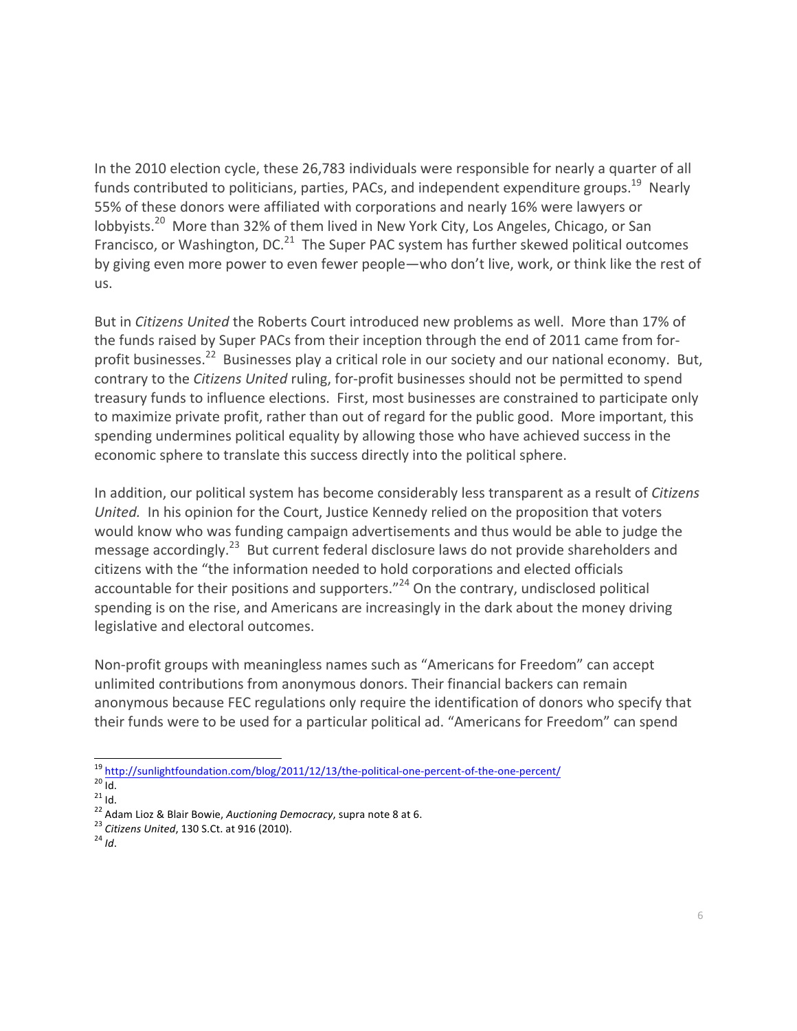In the 2010 election cycle, these 26,783 individuals were responsible for nearly a quarter of all funds contributed to politicians, parties, PACs, and independent expenditure groups.[19] Nearly 55% of these donors were affiliated with corporations and nearly 16% were lawyers or lobbyists.[20] More than 32% of them lived in New York City, Los Angeles, Chicago, or San Francisco, or Washington, DC.[21] The Super PAC system has further skewed political outcomes by giving even more power to even fewer people—who don't live, work, or think like the rest of us.

But in *Citizens United* the Roberts Court introduced new problems as well. More than 17% of the funds raised by Super PACs from their inception through the end of 2011 came from for-profit businesses.[22] Businesses play a critical role in our society and our national economy. But, contrary to the *Citizens United* ruling, for-profit businesses should not be permitted to spend treasury funds to influence elections. First, most businesses are constrained to participate only to maximize private profit, rather than out of regard for the public good. More important, this spending undermines political equality by allowing those who have achieved success in the economic sphere to translate this success directly into the political sphere.

In addition, our political system has become considerably less transparent as a result of *Citizens United.* In his opinion for the Court, Justice Kennedy relied on the proposition that voters would know who was funding campaign advertisements and thus would be able to judge the message accordingly.[23] But current federal disclosure laws do not provide shareholders and citizens with the "the information needed to hold corporations and elected officials accountable for their positions and supporters."[24] On the contrary, undisclosed political spending is on the rise, and Americans are increasingly in the dark about the money driving legislative and electoral outcomes.

Non-profit groups with meaningless names such as "Americans for Freedom" can accept unlimited contributions from anonymous donors. Their financial backers can remain anonymous because FEC regulations only require the identification of donors who specify that their funds were to be used for a particular political ad. "Americans for Freedom" can spend

---

[19] http://sunlightfoundation.com/blog/2011/12/13/the-political-one-percent-of-the-one-percent/

[20] Id.

[21] Id.

[22] Adam Lioz & Blair Bowie, *Auctioning Democracy*, supra note 8 at 6.

[23] *Citizens United*, 130 S.Ct. at 916 (2010).

[24] *Id*.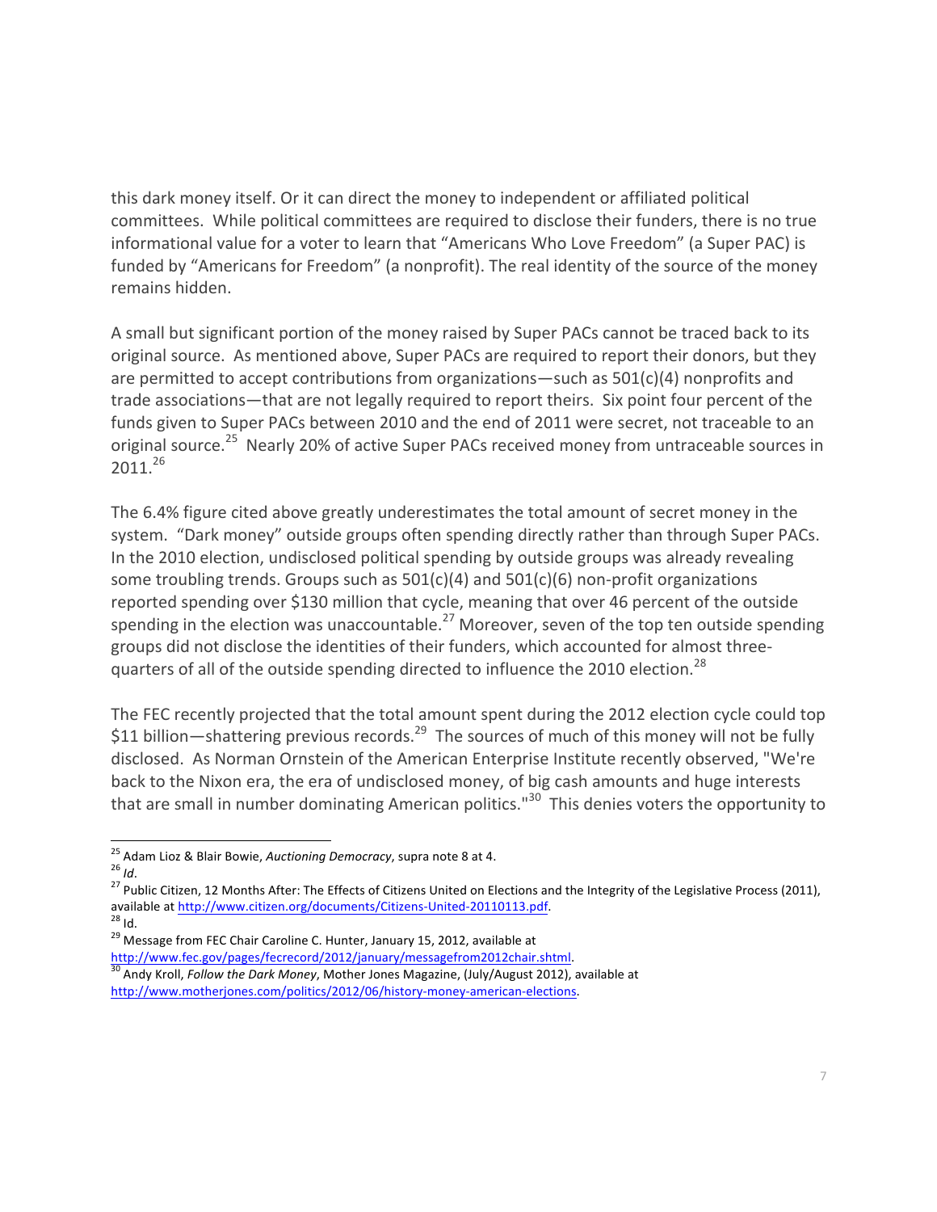this dark money itself. Or it can direct the money to independent or affiliated political committees. While political committees are required to disclose their funders, there is no true informational value for a voter to learn that "Americans Who Love Freedom" (a Super PAC) is funded by "Americans for Freedom" (a nonprofit). The real identity of the source of the money remains hidden.

A small but significant portion of the money raised by Super PACs cannot be traced back to its original source. As mentioned above, Super PACs are required to report their donors, but they are permitted to accept contributions from organizations—such as 501(c)(4) nonprofits and trade associations—that are not legally required to report theirs. Six point four percent of the funds given to Super PACs between 2010 and the end of 2011 were secret, not traceable to an original source.[25] Nearly 20% of active Super PACs received money from untraceable sources in 2011.[26]

The 6.4% figure cited above greatly underestimates the total amount of secret money in the system. "Dark money" outside groups often spending directly rather than through Super PACs. In the 2010 election, undisclosed political spending by outside groups was already revealing some troubling trends. Groups such as 501(c)(4) and 501(c)(6) non-profit organizations reported spending over $130 million that cycle, meaning that over 46 percent of the outside spending in the election was unaccountable.[27] Moreover, seven of the top ten outside spending groups did not disclose the identities of their funders, which accounted for almost three-quarters of all of the outside spending directed to influence the 2010 election.[28]

The FEC recently projected that the total amount spent during the 2012 election cycle could top $11 billion—shattering previous records.[29] The sources of much of this money will not be fully disclosed. As Norman Ornstein of the American Enterprise Institute recently observed, "We're back to the Nixon era, the era of undisclosed money, of big cash amounts and huge interests that are small in number dominating American politics."[30] This denies voters the opportunity to

---

[25] Adam Lioz & Blair Bowie, *Auctioning Democracy*, supra note 8 at 4.

[26] *Id*.

[27] Public Citizen, 12 Months After: The Effects of Citizens United on Elections and the Integrity of the Legislative Process (2011), available at http://www.citizen.org/documents/Citizens-United-20110113.pdf.

[28] Id.

[29] Message from FEC Chair Caroline C. Hunter, January 15, 2012, available at http://www.fec.gov/pages/fecrecord/2012/january/messagefrom2012chair.shtml.

[30] Andy Kroll, *Follow the Dark Money*, Mother Jones Magazine, (July/August 2012), available at http://www.motherjones.com/politics/2012/06/history-money-american-elections.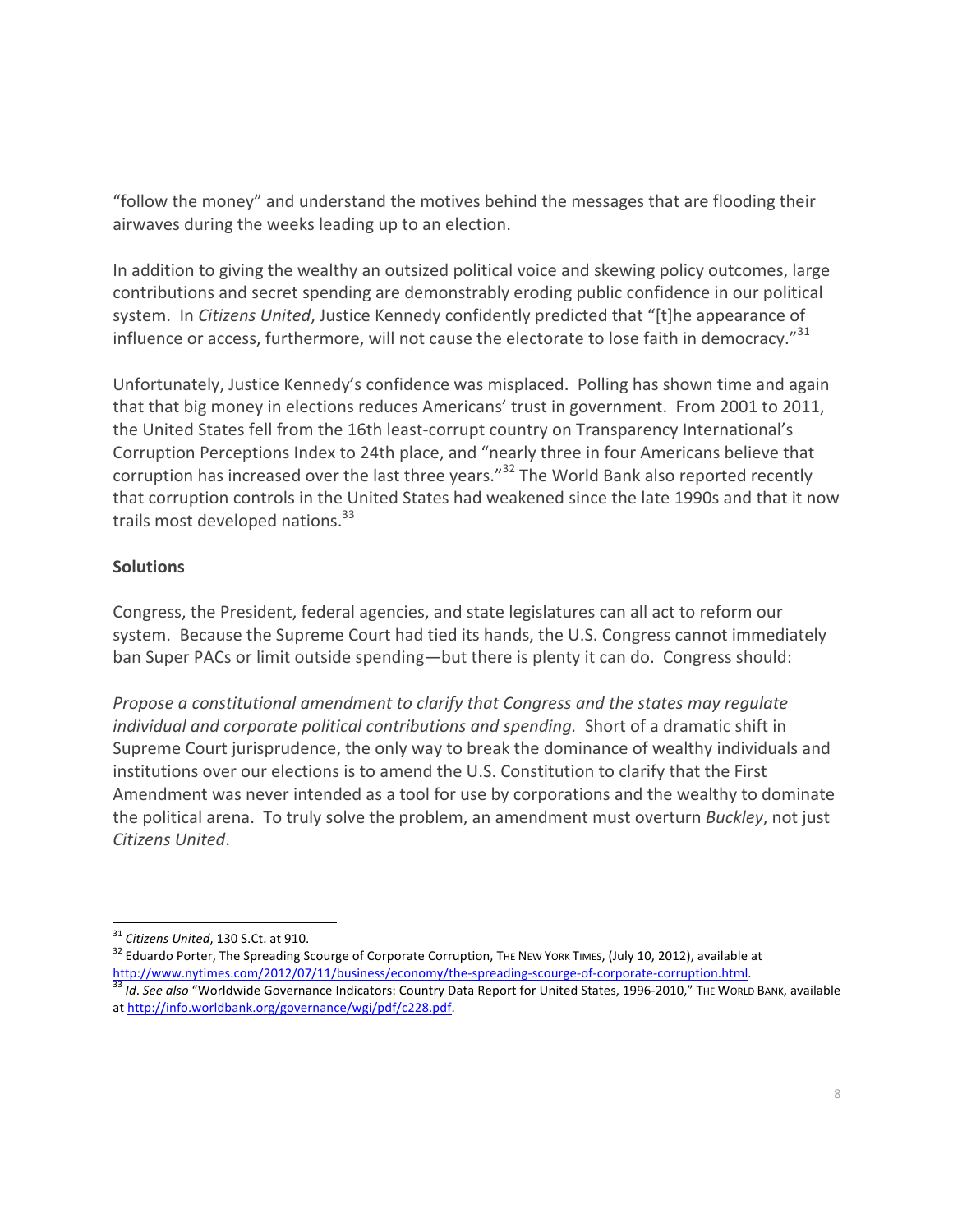"follow the money" and understand the motives behind the messages that are flooding their airwaves during the weeks leading up to an election.

In addition to giving the wealthy an outsized political voice and skewing policy outcomes, large contributions and secret spending are demonstrably eroding public confidence in our political system. In *Citizens United*, Justice Kennedy confidently predicted that "[t]he appearance of influence or access, furthermore, will not cause the electorate to lose faith in democracy."[31]

Unfortunately, Justice Kennedy's confidence was misplaced. Polling has shown time and again that that big money in elections reduces Americans' trust in government. From 2001 to 2011, the United States fell from the 16th least-corrupt country on Transparency International's Corruption Perceptions Index to 24th place, and "nearly three in four Americans believe that corruption has increased over the last three years."[32] The World Bank also reported recently that corruption controls in the United States had weakened since the late 1990s and that it now trails most developed nations.[33]

**Solutions**

Congress, the President, federal agencies, and state legislatures can all act to reform our system. Because the Supreme Court had tied its hands, the U.S. Congress cannot immediately ban Super PACs or limit outside spending—but there is plenty it can do. Congress should:

*Propose a constitutional amendment to clarify that Congress and the states may regulate individual and corporate political contributions and spending.* Short of a dramatic shift in Supreme Court jurisprudence, the only way to break the dominance of wealthy individuals and institutions over our elections is to amend the U.S. Constitution to clarify that the First Amendment was never intended as a tool for use by corporations and the wealthy to dominate the political arena. To truly solve the problem, an amendment must overturn *Buckley*, not just *Citizens United*.

---

[31] *Citizens United*, 130 S.Ct. at 910.

[32] Eduardo Porter, The Spreading Scourge of Corporate Corruption, THE NEW YORK TIMES, (July 10, 2012), available at http://www.nytimes.com/2012/07/11/business/economy/the-spreading-scourge-of-corporate-corruption.html.

[33] *Id*. *See also* "Worldwide Governance Indicators: Country Data Report for United States, 1996-2010," THE WORLD BANK, available at http://info.worldbank.org/governance/wgi/pdf/c228.pdf.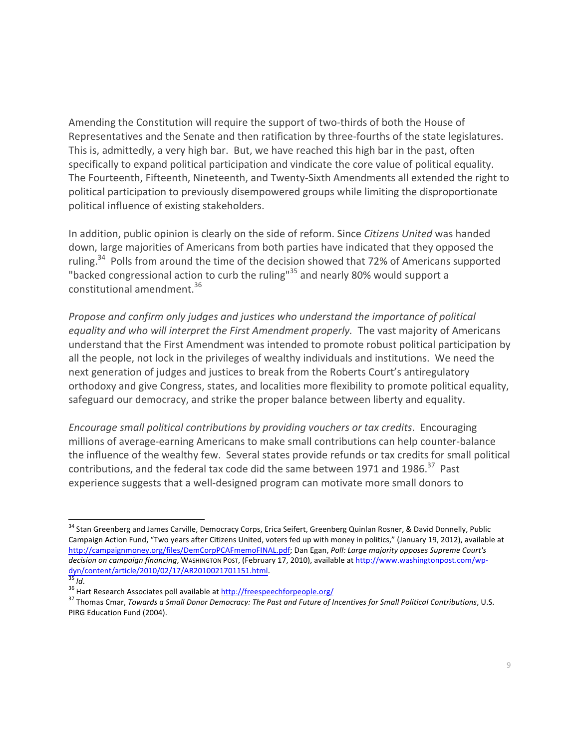Amending the Constitution will require the support of two-thirds of both the House of Representatives and the Senate and then ratification by three-fourths of the state legislatures. This is, admittedly, a very high bar. But, we have reached this high bar in the past, often specifically to expand political participation and vindicate the core value of political equality. The Fourteenth, Fifteenth, Nineteenth, and Twenty-Sixth Amendments all extended the right to political participation to previously disempowered groups while limiting the disproportionate political influence of existing stakeholders.

In addition, public opinion is clearly on the side of reform. Since *Citizens United* was handed down, large majorities of Americans from both parties have indicated that they opposed the ruling.[34] Polls from around the time of the decision showed that 72% of Americans supported "backed congressional action to curb the ruling"[35] and nearly 80% would support a constitutional amendment.[36]

*Propose and confirm only judges and justices who understand the importance of political equality and who will interpret the First Amendment properly.* The vast majority of Americans understand that the First Amendment was intended to promote robust political participation by all the people, not lock in the privileges of wealthy individuals and institutions. We need the next generation of judges and justices to break from the Roberts Court's antiregulatory orthodoxy and give Congress, states, and localities more flexibility to promote political equality, safeguard our democracy, and strike the proper balance between liberty and equality.

*Encourage small political contributions by providing vouchers or tax credits*. Encouraging millions of average-earning Americans to make small contributions can help counter-balance the influence of the wealthy few. Several states provide refunds or tax credits for small political contributions, and the federal tax code did the same between 1971 and 1986.[37] Past experience suggests that a well-designed program can motivate more small donors to

---

[34] Stan Greenberg and James Carville, Democracy Corps, Erica Seifert, Greenberg Quinlan Rosner, & David Donnelly, Public Campaign Action Fund, "Two years after Citizens United, voters fed up with money in politics," (January 19, 2012), available at http://campaignmoney.org/files/DemCorpPCAFmemoFINAL.pdf; Dan Egan, *Poll: Large majority opposes Supreme Court's decision on campaign financing*, WASHINGTON POST, (February 17, 2010), available at http://www.washingtonpost.com/wp-dyn/content/article/2010/02/17/AR2010021701151.html.

[35] *Id*.

[36] Hart Research Associates poll available at http://freespeechforpeople.org/

[37] Thomas Cmar, *Towards a Small Donor Democracy: The Past and Future of Incentives for Small Political Contributions*, U.S. PIRG Education Fund (2004).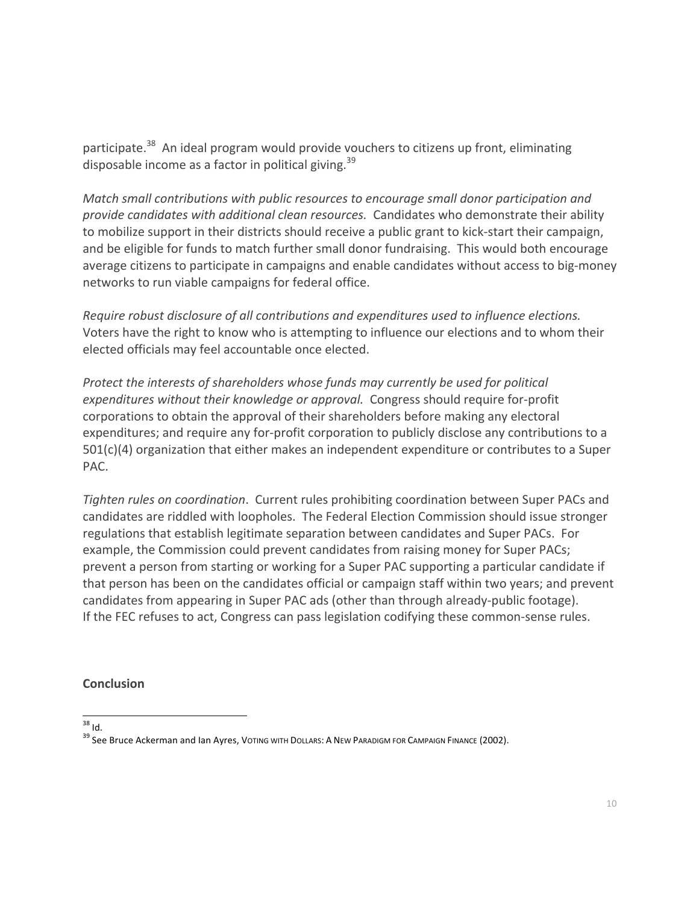participate.[38] An ideal program would provide vouchers to citizens up front, eliminating disposable income as a factor in political giving.[39]

*Match small contributions with public resources to encourage small donor participation and provide candidates with additional clean resources.* Candidates who demonstrate their ability to mobilize support in their districts should receive a public grant to kick-start their campaign, and be eligible for funds to match further small donor fundraising. This would both encourage average citizens to participate in campaigns and enable candidates without access to big-money networks to run viable campaigns for federal office.

*Require robust disclosure of all contributions and expenditures used to influence elections.* Voters have the right to know who is attempting to influence our elections and to whom their elected officials may feel accountable once elected.

*Protect the interests of shareholders whose funds may currently be used for political expenditures without their knowledge or approval.* Congress should require for-profit corporations to obtain the approval of their shareholders before making any electoral expenditures; and require any for-profit corporation to publicly disclose any contributions to a 501(c)(4) organization that either makes an independent expenditure or contributes to a Super PAC.

*Tighten rules on coordination*. Current rules prohibiting coordination between Super PACs and candidates are riddled with loopholes. The Federal Election Commission should issue stronger regulations that establish legitimate separation between candidates and Super PACs. For example, the Commission could prevent candidates from raising money for Super PACs; prevent a person from starting or working for a Super PAC supporting a particular candidate if that person has been on the candidates official or campaign staff within two years; and prevent candidates from appearing in Super PAC ads (other than through already-public footage). If the FEC refuses to act, Congress can pass legislation codifying these common-sense rules.

**Conclusion**

---

[38] Id.

[39] See Bruce Ackerman and Ian Ayres, VOTING WITH DOLLARS: A NEW PARADIGM FOR CAMPAIGN FINANCE (2002).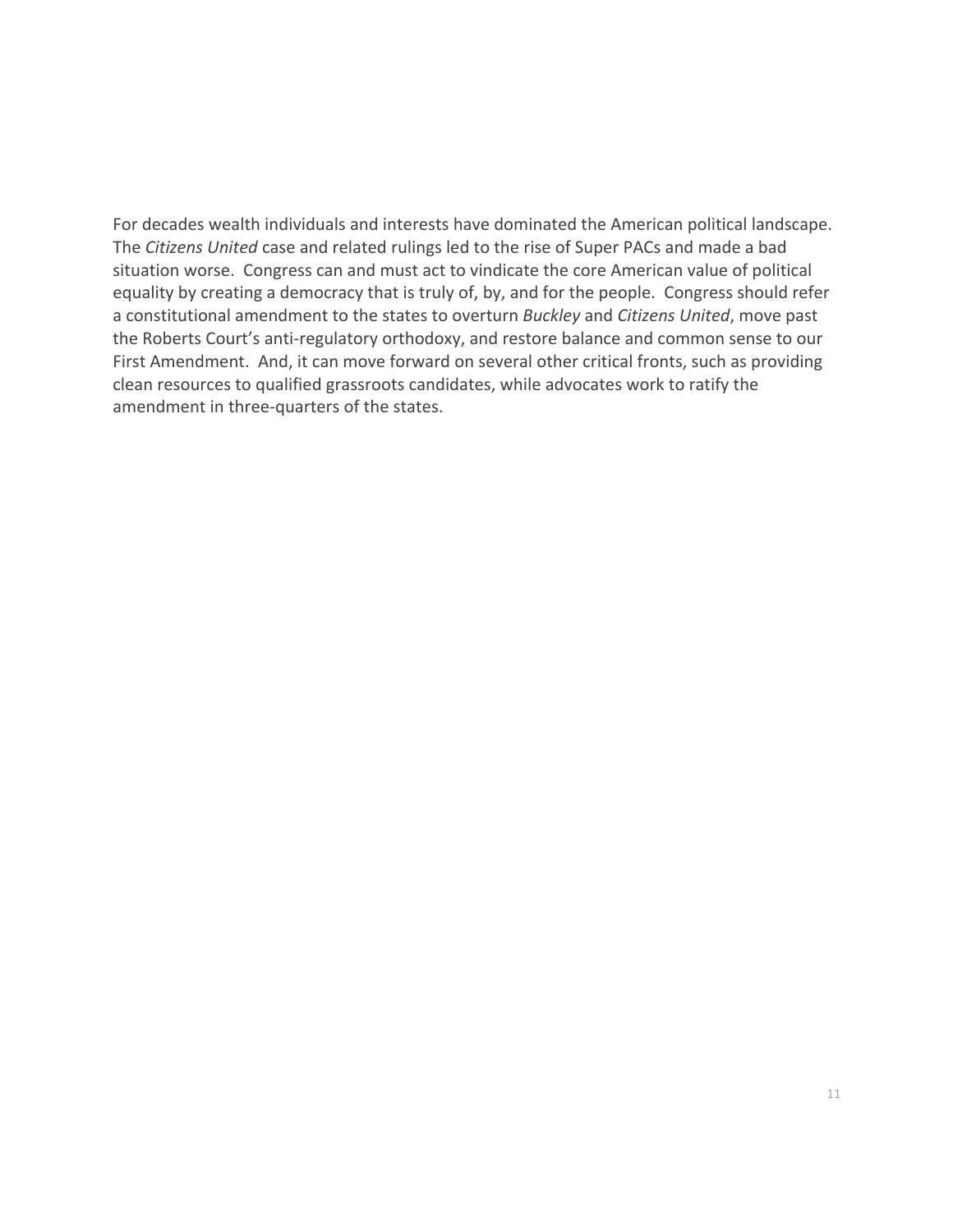For decades wealth individuals and interests have dominated the American political landscape. The *Citizens United* case and related rulings led to the rise of Super PACs and made a bad situation worse. Congress can and must act to vindicate the core American value of political equality by creating a democracy that is truly of, by, and for the people. Congress should refer a constitutional amendment to the states to overturn *Buckley* and *Citizens United*, move past the Roberts Court's anti-regulatory orthodoxy, and restore balance and common sense to our First Amendment. And, it can move forward on several other critical fronts, such as providing clean resources to qualified grassroots candidates, while advocates work to ratify the amendment in three-quarters of the states.